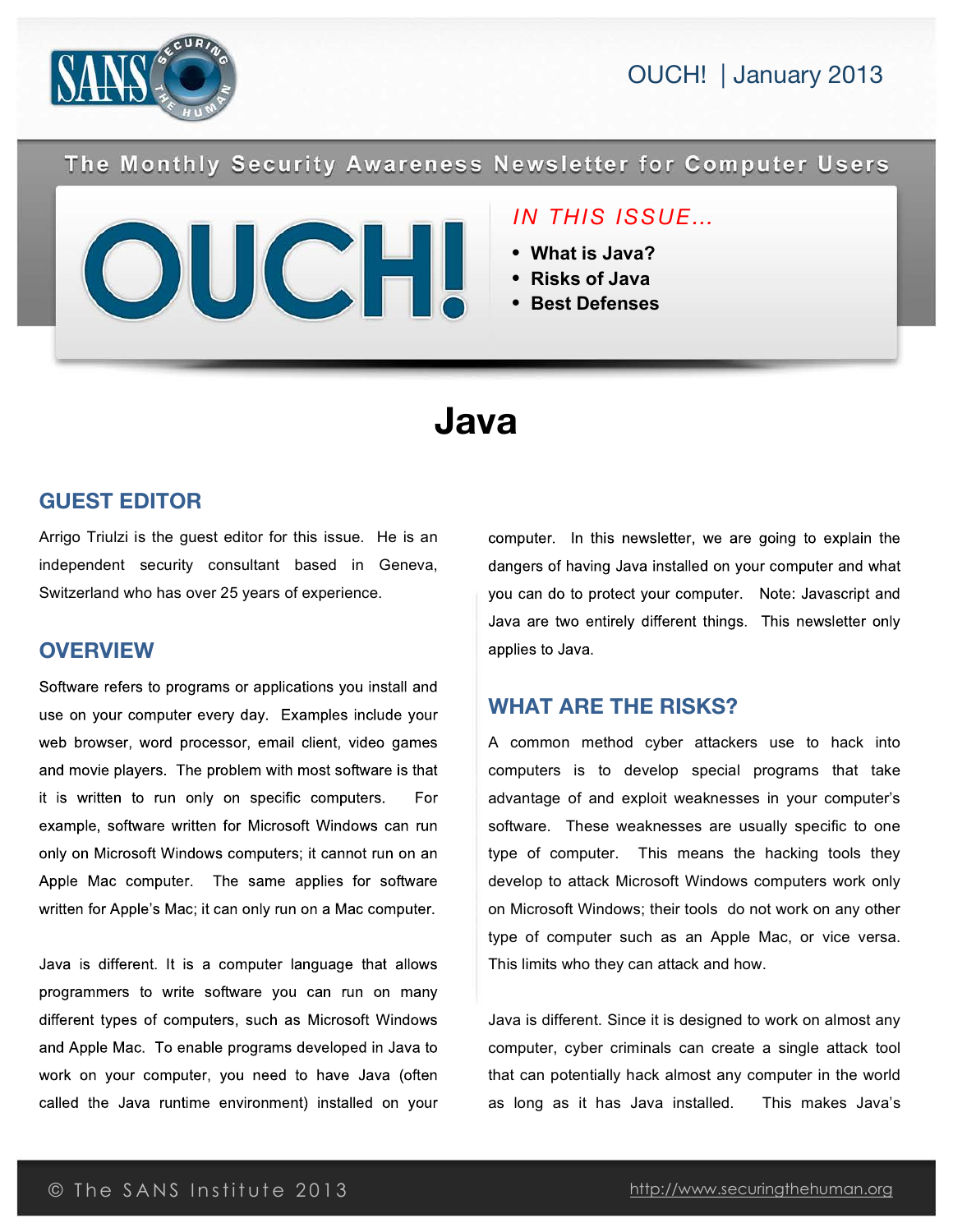# OUCH! | January 2013

The Monthly Security Awareness Newsletter for Computer Users

*IN THIS ISSUE…*

- **What is Java?**
- **Risks of Java**
- **Best Defenses**

# Java

## GUEST EDITOR

Arrigo Triulzi is the guest editor for this issue. He is an independent security consultant based in Geneva, Switzerland who has over 25 years of experience.

## OVERVIEW

Software refers to programs or applications you install and use on your computer every day. Examples include your web browser, word processor, email client, video games and movie players. The problem with most software is that it is written to run only on specific computers. For example, software written for Microsoft Windows can run only on Microsoft Windows computers; it cannot run on an Apple Mac computer. The same applies for software written for Apple's Mac; it can only run on a Mac computer.

Java is different. It is a computer language that allows programmers to write software you can run on many different types of computers, such as Microsoft Windows and Apple Mac. To enable programs developed in Java to work on your computer, you need to have Java (often called the Java runtime environment) installed on your computer. In this newsletter, we are going to explain the dangers of having Java installed on your computer and what you can do to protect your computer. Note: Javascript and Java are two entirely different things. This newsletter only applies to Java.

## WHAT ARE THE RISKS?

A common method cyber attackers use to hack into computers is to develop special programs that take advantage of and exploit weaknesses in your computer's software. These weaknesses are usually specific to one type of computer. This means the hacking tools they develop to attack Microsoft Windows computers work only on Microsoft Windows; their tools do not work on any other type of computer such as an Apple Mac, or vice versa. This limits who they can attack and how.

Java is different. Since it is designed to work on almost any computer, cyber criminals can create a single attack tool that can potentially hack almost any computer in the world as long as it has Java installed. This makes Java's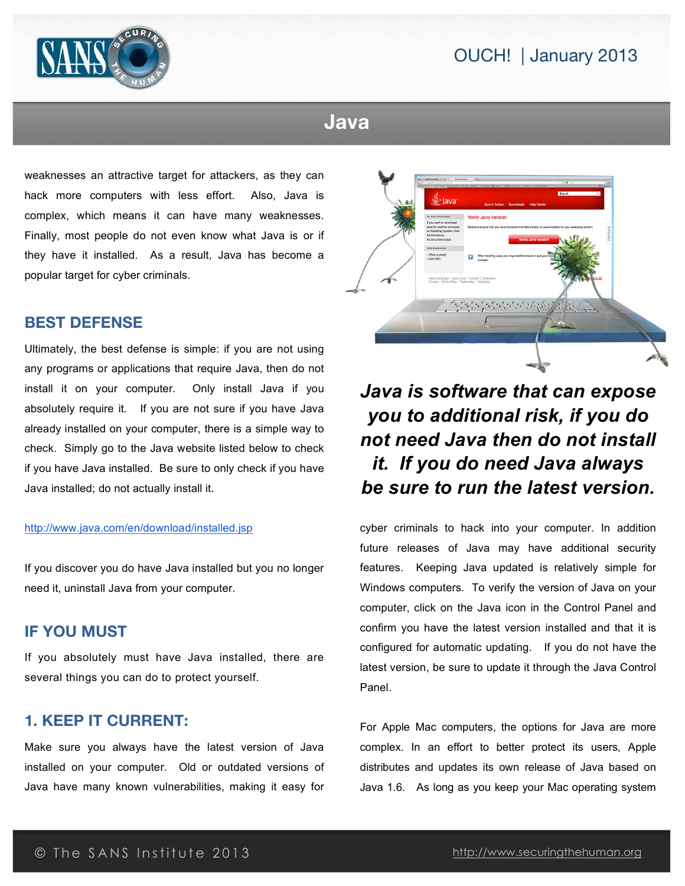weaknesses an attractive target for attackers, as they can hack more computers with less effort. Also, Java is complex, which means it can have many weaknesses. Finally, most people do not even know what Java is or if they have it installed. As a result, Java has become a popular target for cyber criminals.

## BEST DEFENSE

Ultimately, the best defense is simple: if you are not using any programs or applications that require Java, then do not install it on your computer. Only install Java if you absolutely require it. If you are not sure if you have Java already installed on your computer, there is a simple way to check. Simply go to the Java website listed below to check if you have Java installed. Be sure to only check if you have Java installed; do not actually install it.

http://www.java.com/en/download/installed.jsp

If you discover you do have Java installed but you no longer need it, uninstall Java from your computer.

## IF YOU MUST

If you absolutely must have Java installed, there are several things you can do to protect yourself.

## 1. KEEP IT CURRENT:

Make sure you always have the latest version of Java installed on your computer. Old or outdated versions of Java have many known vulnerabilities, making it easy for cyber criminals to hack into your computer. In addition future releases of Java may have additional security features. Keeping Java updated is relatively simple for Windows computers. To verify the version of Java on your computer, click on the Java icon in the Control Panel and confirm you have the latest version installed and that it is configured for automatic updating. If you do not have the latest version, be sure to update it through the Java Control Panel.

***Java is software that can expose you to additional risk, if you do not need Java then do not install it. If you do need Java always be sure to run the latest version.***

For Apple Mac computers, the options for Java are more complex. In an effort to better protect its users, Apple distributes and updates its own release of Java based on Java 1.6. As long as you keep your Mac operating system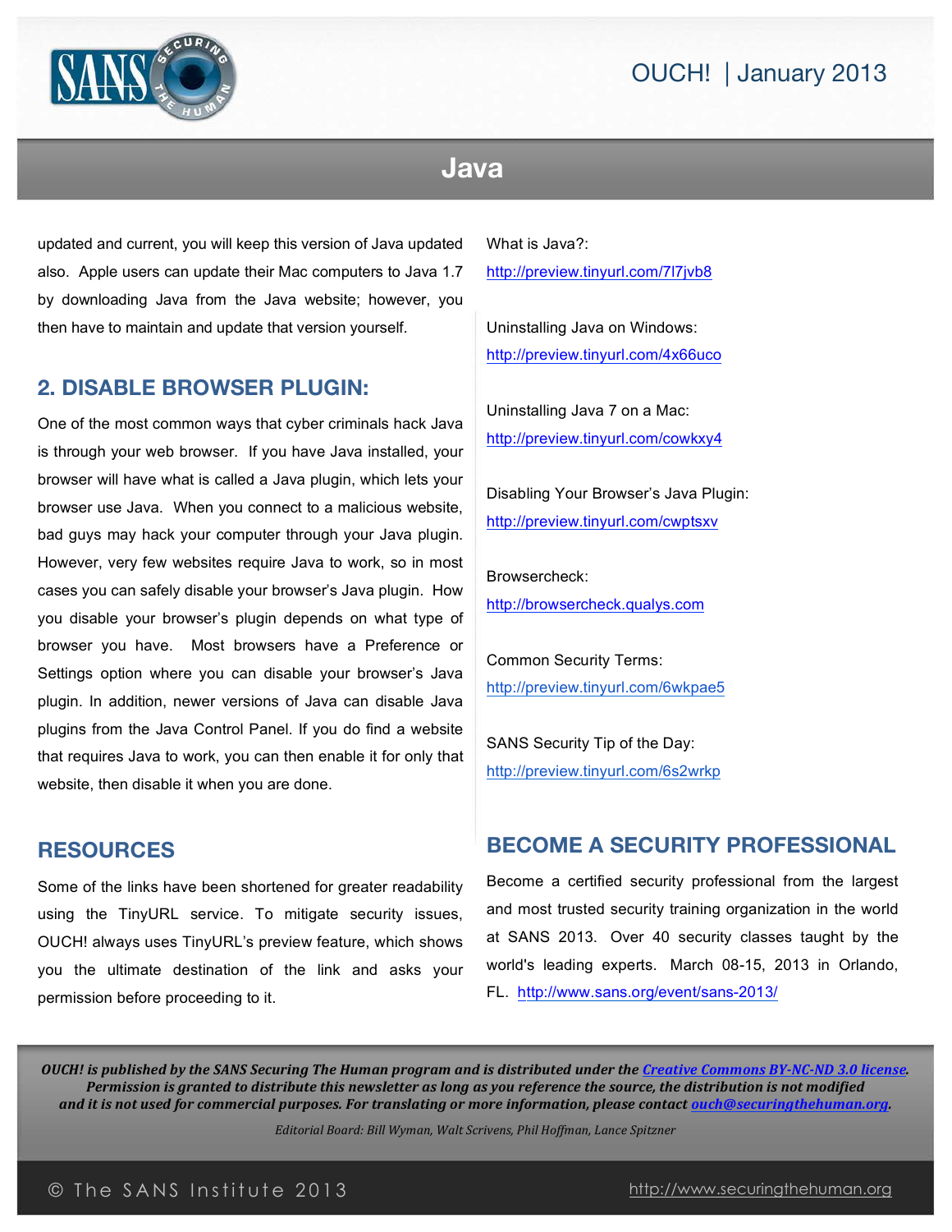updated and current, you will keep this version of Java updated also. Apple users can update their Mac computers to Java 1.7 by downloading Java from the Java website; however, you then have to maintain and update that version yourself.

## 2. DISABLE BROWSER PLUGIN:

One of the most common ways that cyber criminals hack Java is through your web browser. If you have Java installed, your browser will have what is called a Java plugin, which lets your browser use Java. When you connect to a malicious website, bad guys may hack your computer through your Java plugin. However, very few websites require Java to work, so in most cases you can safely disable your browser's Java plugin. How you disable your browser's plugin depends on what type of browser you have. Most browsers have a Preference or Settings option where you can disable your browser's Java plugin. In addition, newer versions of Java can disable Java plugins from the Java Control Panel. If you do find a website that requires Java to work, you can then enable it for only that website, then disable it when you are done.

## RESOURCES

Some of the links have been shortened for greater readability using the TinyURL service. To mitigate security issues, OUCH! always uses TinyURL's preview feature, which shows you the ultimate destination of the link and asks your permission before proceeding to it.

What is Java?:
http://preview.tinyurl.com/7l7jvb8

Uninstalling Java on Windows:
http://preview.tinyurl.com/4x66uco

Uninstalling Java 7 on a Mac:
http://preview.tinyurl.com/cowkxy4

Disabling Your Browser's Java Plugin:
http://preview.tinyurl.com/cwptsxv

Browsercheck:
http://browsercheck.qualys.com

Common Security Terms:
http://preview.tinyurl.com/6wkpae5

SANS Security Tip of the Day:
http://preview.tinyurl.com/6s2wrkp

## BECOME A SECURITY PROFESSIONAL

Become a certified security professional from the largest and most trusted security training organization in the world at SANS 2013. Over 40 security classes taught by the world's leading experts. March 08-15, 2013 in Orlando, FL. http://www.sans.org/event/sans-2013/

***OUCH! is published by the SANS Securing The Human program and is distributed under the Creative Commons BY-NC-ND 3.0 license. Permission is granted to distribute this newsletter as long as you reference the source, the distribution is not modified and it is not used for commercial purposes. For translating or more information, please contact ouch@securingthehuman.org.***

*Editorial Board: Bill Wyman, Walt Scrivens, Phil Hoffman, Lance Spitzner*

© The SANS Institute 2013 http://www.securingthehuman.org